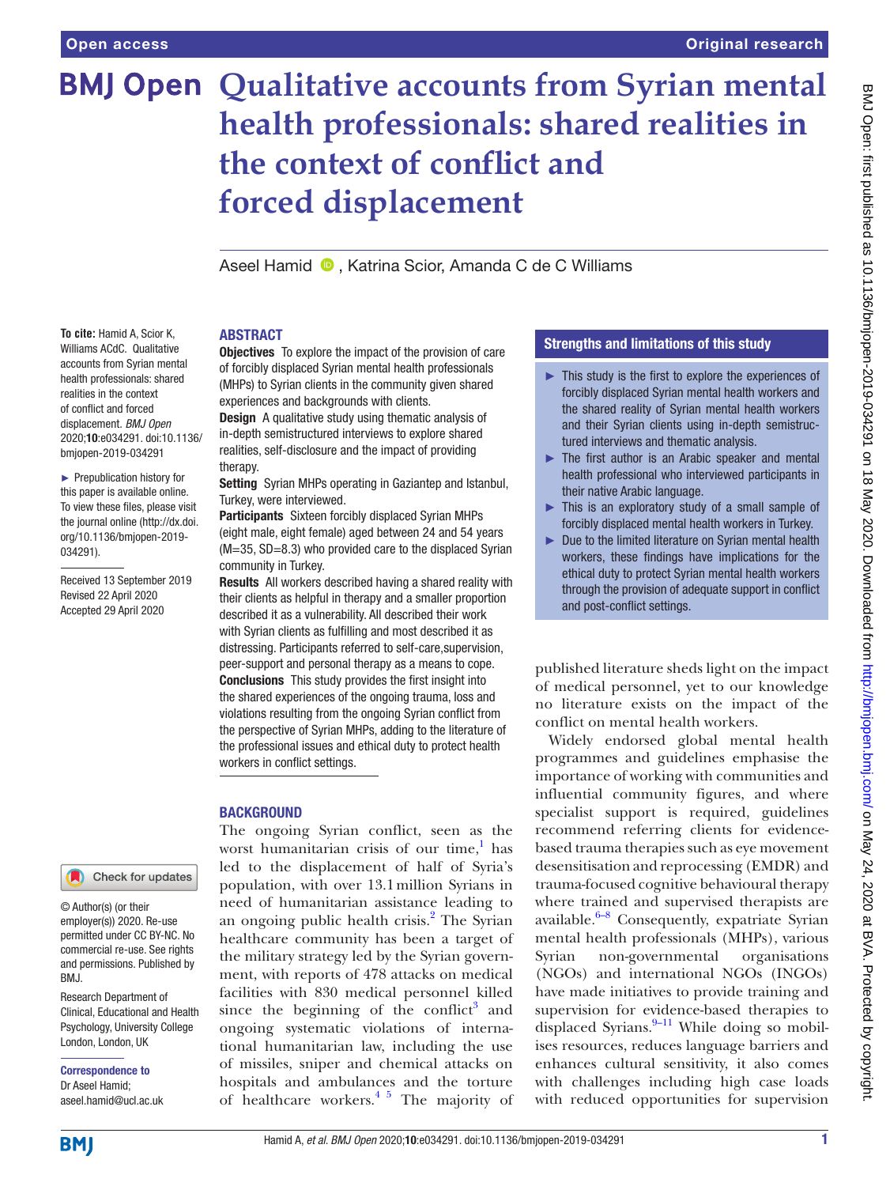# Qualitative accounts from Syrian mental health professionals: shared realities in the context of conflict and forced displacement

Aseel Hamid, Katrina Scior, Amanda C de C Williams

**To cite:** Hamid A, Scior K, Williams ACdC. Qualitative accounts from Syrian mental health professionals: shared realities in the context of conflict and forced displacement. *BMJ Open* 2020;**10**:e034291. doi:10.1136/bmjopen-2019-034291

► Prepublication history for this paper is available online. To view these files, please visit the journal online (http://dx.doi.org/10.1136/bmjopen-2019-034291).

Received 13 September 2019
Revised 22 April 2020
Accepted 29 April 2020

© Author(s) (or their employer(s)) 2020. Re-use permitted under CC BY-NC. No commercial re-use. See rights and permissions. Published by BMJ.

Research Department of Clinical, Educational and Health Psychology, University College London, London, UK

**Correspondence to**
Dr Aseel Hamid;
aseel.hamid@ucl.ac.uk

## ABSTRACT

**Objectives** To explore the impact of the provision of care of forcibly displaced Syrian mental health professionals (MHPs) to Syrian clients in the community given shared experiences and backgrounds with clients.

**Design** A qualitative study using thematic analysis of in-depth semistructured interviews to explore shared realities, self-disclosure and the impact of providing therapy.

**Setting** Syrian MHPs operating in Gaziantep and Istanbul, Turkey, were interviewed.

**Participants** Sixteen forcibly displaced Syrian MHPs (eight male, eight female) aged between 24 and 54 years (M=35, SD=8.3) who provided care to the displaced Syrian community in Turkey.

**Results** All workers described having a shared reality with their clients as helpful in therapy and a smaller proportion described it as a vulnerability. All described their work with Syrian clients as fulfilling and most described it as distressing. Participants referred to self-care, supervision, peer-support and personal therapy as a means to cope.

**Conclusions** This study provides the first insight into the shared experiences of the ongoing trauma, loss and violations resulting from the ongoing Syrian conflict from the perspective of Syrian MHPs, adding to the literature of the professional issues and ethical duty to protect health workers in conflict settings.

## Strengths and limitations of this study

- ► This study is the first to explore the experiences of forcibly displaced Syrian mental health workers and the shared reality of Syrian mental health workers and their Syrian clients using in-depth semistructured interviews and thematic analysis.
- ► The first author is an Arabic speaker and mental health professional who interviewed participants in their native Arabic language.
- ► This is an exploratory study of a small sample of forcibly displaced mental health workers in Turkey.
- ► Due to the limited literature on Syrian mental health workers, these findings have implications for the ethical duty to protect Syrian mental health workers through the provision of adequate support in conflict and post-conflict settings.

## BACKGROUND

The ongoing Syrian conflict, seen as the worst humanitarian crisis of our time,[1] has led to the displacement of half of Syria's population, with over 13.1 million Syrians in need of humanitarian assistance leading to an ongoing public health crisis.[2] The Syrian healthcare community has been a target of the military strategy led by the Syrian government, with reports of 478 attacks on medical facilities with 830 medical personnel killed since the beginning of the conflict[3] and ongoing systematic violations of international humanitarian law, including the use of missiles, sniper and chemical attacks on hospitals and ambulances and the torture of healthcare workers.[4 5] The majority of published literature sheds light on the impact of medical personnel, yet to our knowledge no literature exists on the impact of the conflict on mental health workers.

Widely endorsed global mental health programmes and guidelines emphasise the importance of working with communities and influential community figures, and where specialist support is required, guidelines recommend referring clients for evidence-based trauma therapies such as eye movement desensitisation and reprocessing (EMDR) and trauma-focused cognitive behavioural therapy where trained and supervised therapists are available.[6–8] Consequently, expatriate Syrian mental health professionals (MHPs), various Syrian non-governmental organisations (NGOs) and international NGOs (INGOs) have made initiatives to provide training and supervision for evidence-based therapies to displaced Syrians.[9–11] While doing so mobilises resources, reduces language barriers and enhances cultural sensitivity, it also comes with challenges including high case loads with reduced opportunities for supervision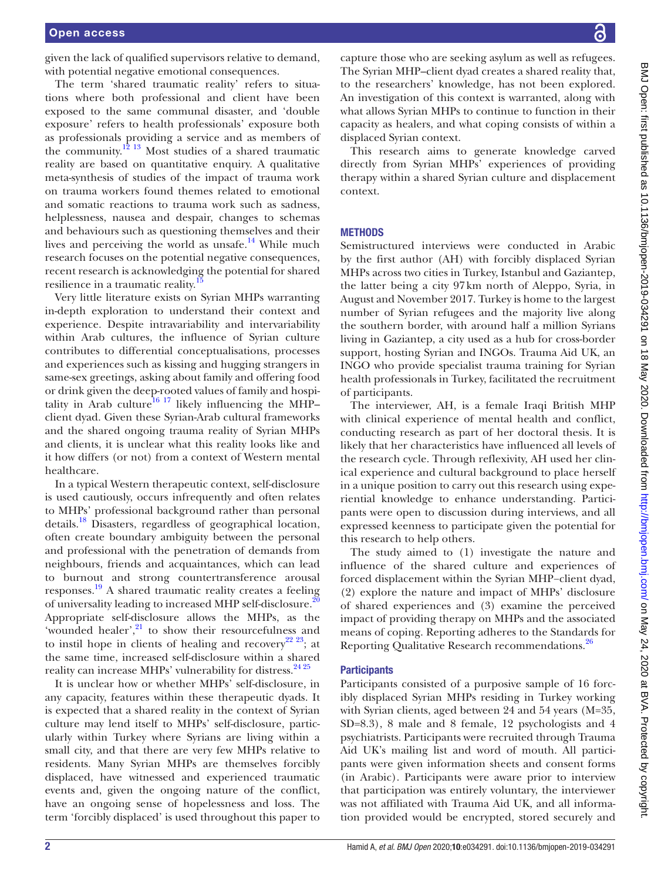given the lack of qualified supervisors relative to demand, with potential negative emotional consequences.

The term 'shared traumatic reality' refers to situations where both professional and client have been exposed to the same communal disaster, and 'double exposure' refers to health professionals' exposure both as professionals providing a service and as members of the community.[12 13] Most studies of a shared traumatic reality are based on quantitative enquiry. A qualitative meta-synthesis of studies of the impact of trauma work on trauma workers found themes related to emotional and somatic reactions to trauma work such as sadness, helplessness, nausea and despair, changes to schemas and behaviours such as questioning themselves and their lives and perceiving the world as unsafe.[14] While much research focuses on the potential negative consequences, recent research is acknowledging the potential for shared resilience in a traumatic reality.[15]

Very little literature exists on Syrian MHPs warranting in-depth exploration to understand their context and experience. Despite intravariability and intervariability within Arab cultures, the influence of Syrian culture contributes to differential conceptualisations, processes and experiences such as kissing and hugging strangers in same-sex greetings, asking about family and offering food or drink given the deep-rooted values of family and hospitality in Arab culture[16 17] likely influencing the MHP–client dyad. Given these Syrian-Arab cultural frameworks and the shared ongoing trauma reality of Syrian MHPs and clients, it is unclear what this reality looks like and it how differs (or not) from a context of Western mental healthcare.

In a typical Western therapeutic context, self-disclosure is used cautiously, occurs infrequently and often relates to MHPs' professional background rather than personal details.[18] Disasters, regardless of geographical location, often create boundary ambiguity between the personal and professional with the penetration of demands from neighbours, friends and acquaintances, which can lead to burnout and strong countertransference arousal responses.[19] A shared traumatic reality creates a feeling of universality leading to increased MHP self-disclosure.[20] Appropriate self-disclosure allows the MHPs, as the 'wounded healer',[21] to show their resourcefulness and to instil hope in clients of healing and recovery[22 23]; at the same time, increased self-disclosure within a shared reality can increase MHPs' vulnerability for distress.[24 25]

It is unclear how or whether MHPs' self-disclosure, in any capacity, features within these therapeutic dyads. It is expected that a shared reality in the context of Syrian culture may lend itself to MHPs' self-disclosure, particularly within Turkey where Syrians are living within a small city, and that there are very few MHPs relative to residents. Many Syrian MHPs are themselves forcibly displaced, have witnessed and experienced traumatic events and, given the ongoing nature of the conflict, have an ongoing sense of hopelessness and loss. The term 'forcibly displaced' is used throughout this paper to capture those who are seeking asylum as well as refugees. The Syrian MHP–client dyad creates a shared reality that, to the researchers' knowledge, has not been explored. An investigation of this context is warranted, along with what allows Syrian MHPs to continue to function in their capacity as healers, and what coping consists of within a displaced Syrian context.

This research aims to generate knowledge carved directly from Syrian MHPs' experiences of providing therapy within a shared Syrian culture and displacement context.

## METHODS

Semistructured interviews were conducted in Arabic by the first author (AH) with forcibly displaced Syrian MHPs across two cities in Turkey, Istanbul and Gaziantep, the latter being a city 97 km north of Aleppo, Syria, in August and November 2017. Turkey is home to the largest number of Syrian refugees and the majority live along the southern border, with around half a million Syrians living in Gaziantep, a city used as a hub for cross-border support, hosting Syrian and INGOs. Trauma Aid UK, an INGO who provide specialist trauma training for Syrian health professionals in Turkey, facilitated the recruitment of participants.

The interviewer, AH, is a female Iraqi British MHP with clinical experience of mental health and conflict, conducting research as part of her doctoral thesis. It is likely that her characteristics have influenced all levels of the research cycle. Through reflexivity, AH used her clinical experience and cultural background to place herself in a unique position to carry out this research using experiential knowledge to enhance understanding. Participants were open to discussion during interviews, and all expressed keenness to participate given the potential for this research to help others.

The study aimed to (1) investigate the nature and influence of the shared culture and experiences of forced displacement within the Syrian MHP–client dyad, (2) explore the nature and impact of MHPs' disclosure of shared experiences and (3) examine the perceived impact of providing therapy on MHPs and the associated means of coping. Reporting adheres to the Standards for Reporting Qualitative Research recommendations.[26]

### Participants

Participants consisted of a purposive sample of 16 forcibly displaced Syrian MHPs residing in Turkey working with Syrian clients, aged between 24 and 54 years (M=35, SD=8.3), 8 male and 8 female, 12 psychologists and 4 psychiatrists. Participants were recruited through Trauma Aid UK's mailing list and word of mouth. All participants were given information sheets and consent forms (in Arabic). Participants were aware prior to interview that participation was entirely voluntary, the interviewer was not affiliated with Trauma Aid UK, and all information provided would be encrypted, stored securely and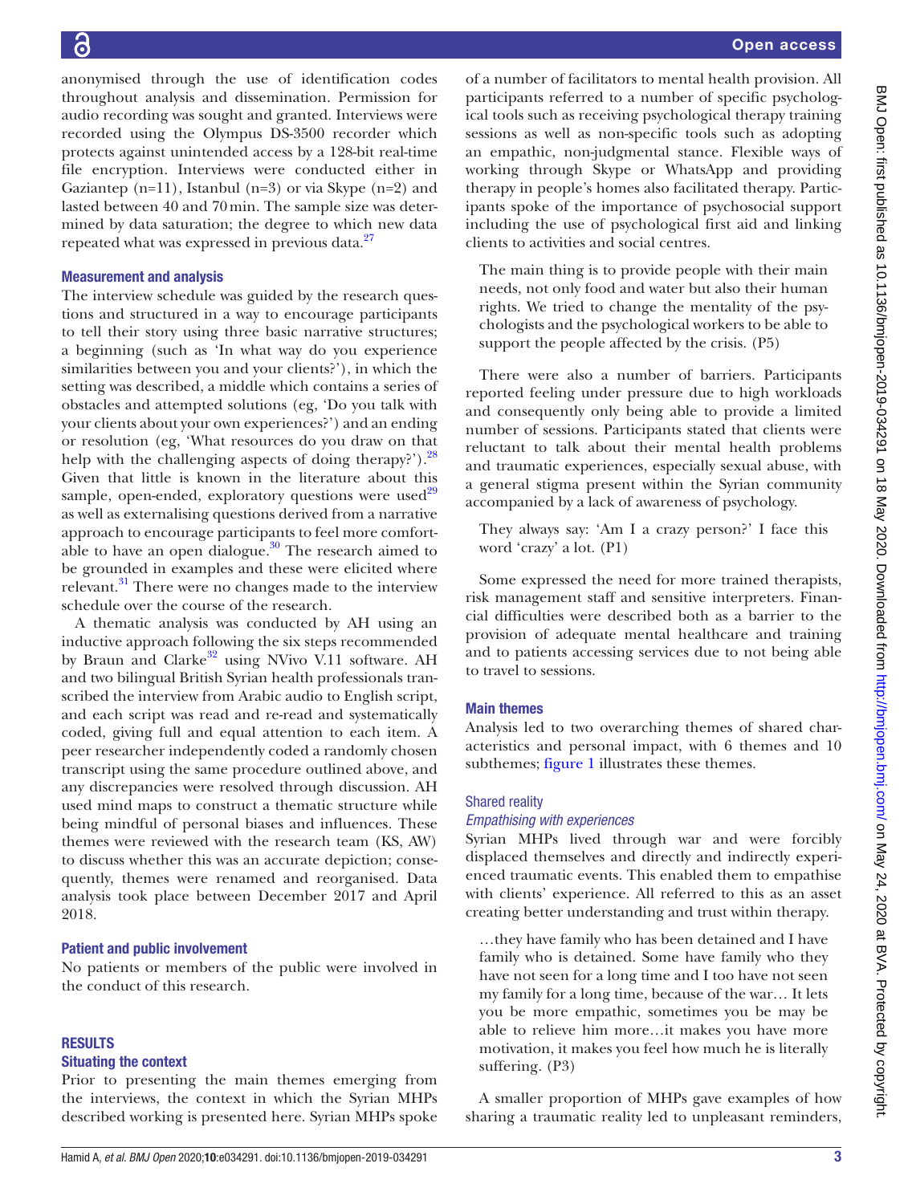anonymised through the use of identification codes throughout analysis and dissemination. Permission for audio recording was sought and granted. Interviews were recorded using the Olympus DS-3500 recorder which protects against unintended access by a 128-bit real-time file encryption. Interviews were conducted either in Gaziantep (n=11), Istanbul (n=3) or via Skype (n=2) and lasted between 40 and 70 min. The sample size was determined by data saturation; the degree to which new data repeated what was expressed in previous data.[27]

### Measurement and analysis

The interview schedule was guided by the research questions and structured in a way to encourage participants to tell their story using three basic narrative structures; a beginning (such as 'In what way do you experience similarities between you and your clients?'), in which the setting was described, a middle which contains a series of obstacles and attempted solutions (eg, 'Do you talk with your clients about your own experiences?') and an ending or resolution (eg, 'What resources do you draw on that help with the challenging aspects of doing therapy?').[28] Given that little is known in the literature about this sample, open-ended, exploratory questions were used[29] as well as externalising questions derived from a narrative approach to encourage participants to feel more comfortable to have an open dialogue.[30] The research aimed to be grounded in examples and these were elicited where relevant.[31] There were no changes made to the interview schedule over the course of the research.

A thematic analysis was conducted by AH using an inductive approach following the six steps recommended by Braun and Clarke[32] using NVivo V.11 software. AH and two bilingual British Syrian health professionals transcribed the interview from Arabic audio to English script, and each script was read and re-read and systematically coded, giving full and equal attention to each item. A peer researcher independently coded a randomly chosen transcript using the same procedure outlined above, and any discrepancies were resolved through discussion. AH used mind maps to construct a thematic structure while being mindful of personal biases and influences. These themes were reviewed with the research team (KS, AW) to discuss whether this was an accurate depiction; consequently, themes were renamed and reorganised. Data analysis took place between December 2017 and April 2018.

### Patient and public involvement

No patients or members of the public were involved in the conduct of this research.

## RESULTS

### Situating the context

Prior to presenting the main themes emerging from the interviews, the context in which the Syrian MHPs described working is presented here. Syrian MHPs spoke of a number of facilitators to mental health provision. All participants referred to a number of specific psychological tools such as receiving psychological therapy training sessions as well as non-specific tools such as adopting an empathic, non-judgmental stance. Flexible ways of working through Skype or WhatsApp and providing therapy in people's homes also facilitated therapy. Participants spoke of the importance of psychosocial support including the use of psychological first aid and linking clients to activities and social centres.

> The main thing is to provide people with their main needs, not only food and water but also their human rights. We tried to change the mentality of the psychologists and the psychological workers to be able to support the people affected by the crisis. (P5)

There were also a number of barriers. Participants reported feeling under pressure due to high workloads and consequently only being able to provide a limited number of sessions. Participants stated that clients were reluctant to talk about their mental health problems and traumatic experiences, especially sexual abuse, with a general stigma present within the Syrian community accompanied by a lack of awareness of psychology.

> They always say: 'Am I a crazy person?' I face this word 'crazy' a lot. (P1)

Some expressed the need for more trained therapists, risk management staff and sensitive interpreters. Financial difficulties were described both as a barrier to the provision of adequate mental healthcare and training and to patients accessing services due to not being able to travel to sessions.

### Main themes

Analysis led to two overarching themes of shared characteristics and personal impact, with 6 themes and 10 subthemes; figure 1 illustrates these themes.

#### Shared reality

##### *Empathising with experiences*

Syrian MHPs lived through war and were forcibly displaced themselves and directly and indirectly experienced traumatic events. This enabled them to empathise with clients' experience. All referred to this as an asset creating better understanding and trust within therapy.

> …they have family who has been detained and I have family who is detained. Some have family who they have not seen for a long time and I too have not seen my family for a long time, because of the war… It lets you be more empathic, sometimes you be may be able to relieve him more…it makes you have more motivation, it makes you feel how much he is literally suffering. (P3)

A smaller proportion of MHPs gave examples of how sharing a traumatic reality led to unpleasant reminders,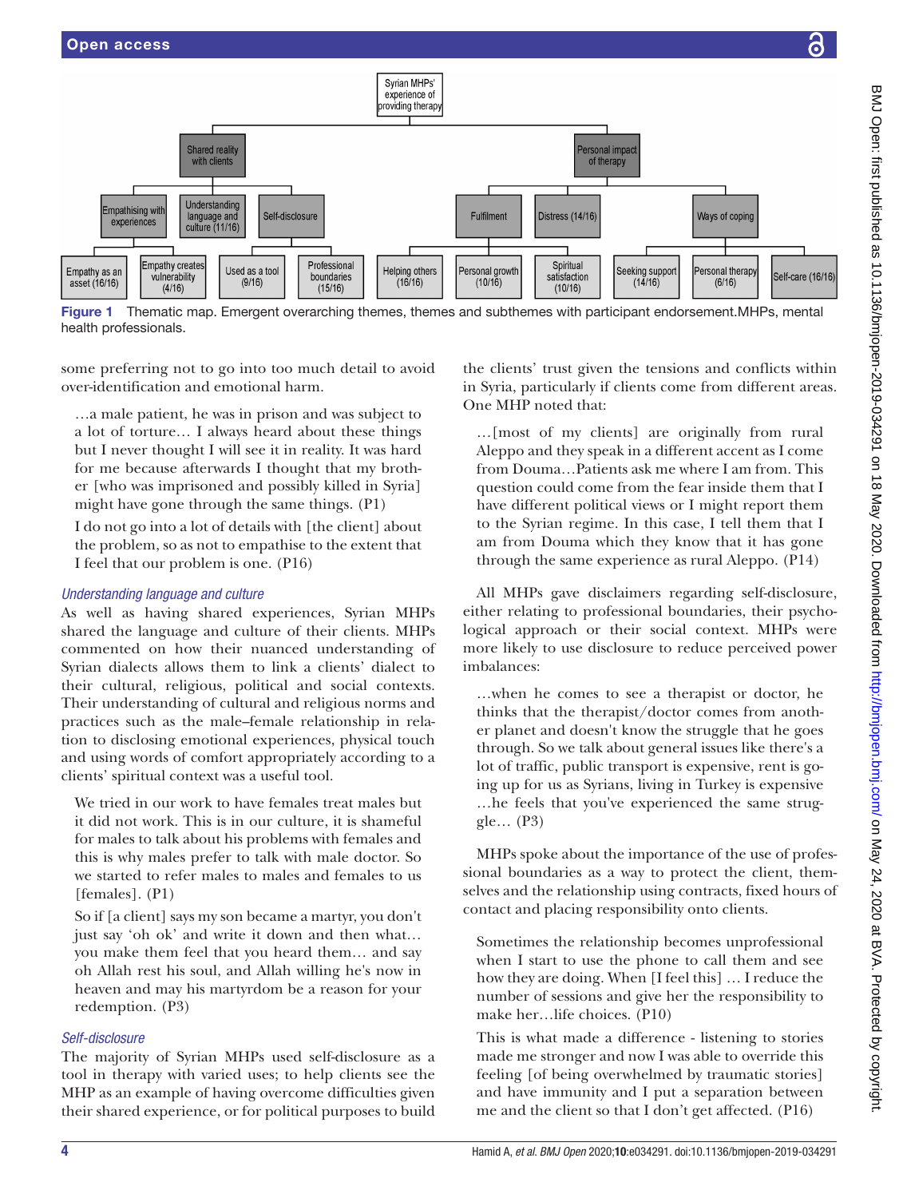Figure 1 Thematic map. Emergent overarching themes, themes and subthemes with participant endorsement.MHPs, mental health professionals.

some preferring not to go into too much detail to avoid over-identification and emotional harm.

> …a male patient, he was in prison and was subject to a lot of torture… I always heard about these things but I never thought I will see it in reality. It was hard for me because afterwards I thought that my brother [who was imprisoned and possibly killed in Syria] might have gone through the same things. (P1)

> I do not go into a lot of details with [the client] about the problem, so as not to empathise to the extent that I feel that our problem is one. (P16)

### *Understanding language and culture*

As well as having shared experiences, Syrian MHPs shared the language and culture of their clients. MHPs commented on how their nuanced understanding of Syrian dialects allows them to link a clients' dialect to their cultural, religious, political and social contexts. Their understanding of cultural and religious norms and practices such as the male–female relationship in relation to disclosing emotional experiences, physical touch and using words of comfort appropriately according to a clients' spiritual context was a useful tool.

> We tried in our work to have females treat males but it did not work. This is in our culture, it is shameful for males to talk about his problems with females and this is why males prefer to talk with male doctor. So we started to refer males to males and females to us [females]. (P1)

> So if [a client] says my son became a martyr, you don't just say 'oh ok' and write it down and then what… you make them feel that you heard them… and say oh Allah rest his soul, and Allah willing he's now in heaven and may his martyrdom be a reason for your redemption. (P3)

### *Self-disclosure*

The majority of Syrian MHPs used self-disclosure as a tool in therapy with varied uses; to help clients see the MHP as an example of having overcome difficulties given their shared experience, or for political purposes to build the clients' trust given the tensions and conflicts within in Syria, particularly if clients come from different areas. One MHP noted that:

> …[most of my clients] are originally from rural Aleppo and they speak in a different accent as I come from Douma…Patients ask me where I am from. This question could come from the fear inside them that I have different political views or I might report them to the Syrian regime. In this case, I tell them that I am from Douma which they know that it has gone through the same experience as rural Aleppo. (P14)

All MHPs gave disclaimers regarding self-disclosure, either relating to professional boundaries, their psychological approach or their social context. MHPs were more likely to use disclosure to reduce perceived power imbalances:

> …when he comes to see a therapist or doctor, he thinks that the therapist/doctor comes from another planet and doesn't know the struggle that he goes through. So we talk about general issues like there's a lot of traffic, public transport is expensive, rent is going up for us as Syrians, living in Turkey is expensive …he feels that you've experienced the same struggle… (P3)

MHPs spoke about the importance of the use of professional boundaries as a way to protect the client, themselves and the relationship using contracts, fixed hours of contact and placing responsibility onto clients.

> Sometimes the relationship becomes unprofessional when I start to use the phone to call them and see how they are doing. When [I feel this] … I reduce the number of sessions and give her the responsibility to make her…life choices. (P10)

> This is what made a difference - listening to stories made me stronger and now I was able to override this feeling [of being overwhelmed by traumatic stories] and have immunity and I put a separation between me and the client so that I don't get affected. (P16)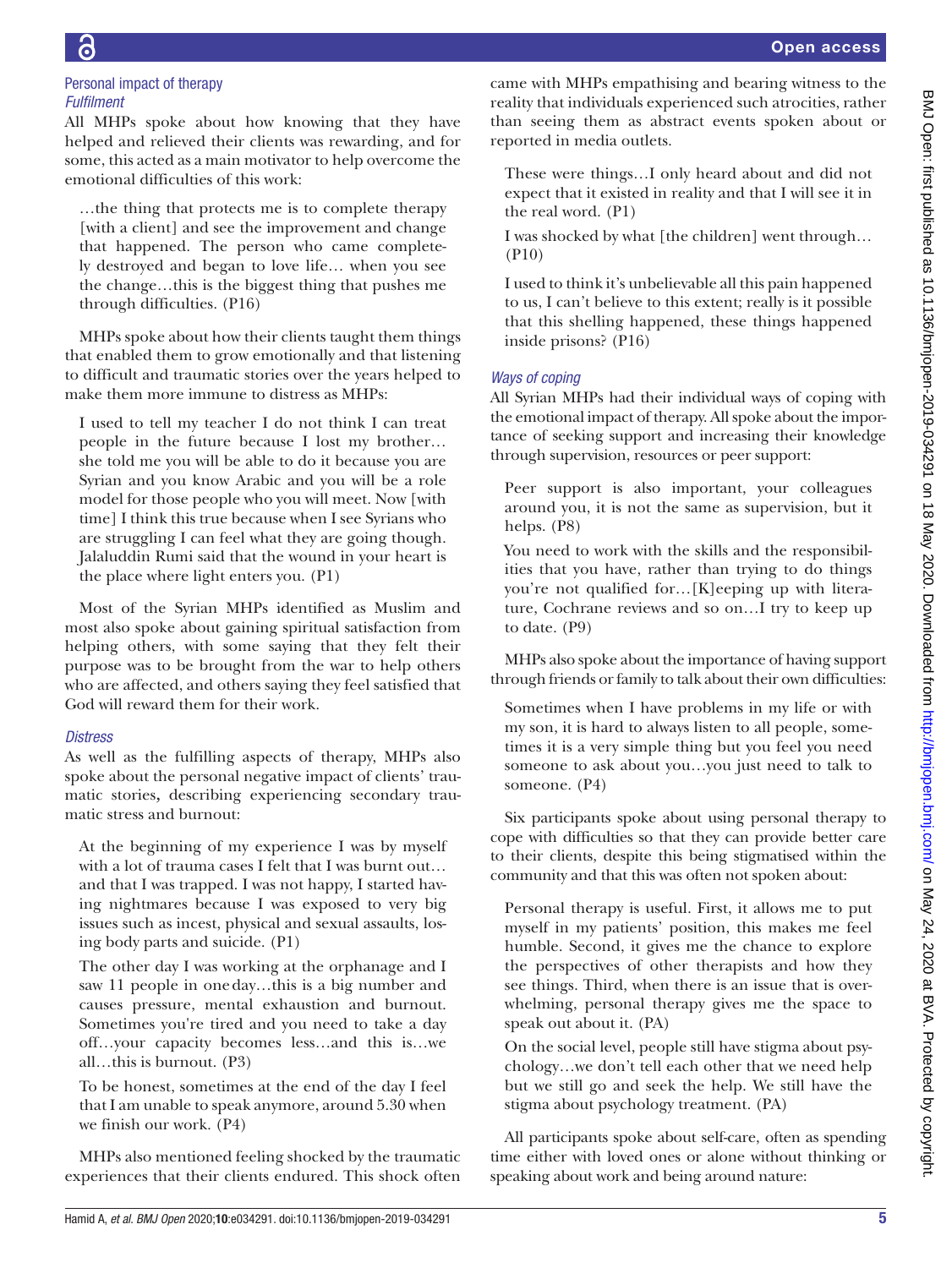### Personal impact of therapy

#### *Fulfilment*

All MHPs spoke about how knowing that they have helped and relieved their clients was rewarding, and for some, this acted as a main motivator to help overcome the emotional difficulties of this work:

> …the thing that protects me is to complete therapy [with a client] and see the improvement and change that happened. The person who came completely destroyed and began to love life… when you see the change…this is the biggest thing that pushes me through difficulties. (P16)

MHPs spoke about how their clients taught them things that enabled them to grow emotionally and that listening to difficult and traumatic stories over the years helped to make them more immune to distress as MHPs:

> I used to tell my teacher I do not think I can treat people in the future because I lost my brother… she told me you will be able to do it because you are Syrian and you know Arabic and you will be a role model for those people who you will meet. Now [with time] I think this true because when I see Syrians who are struggling I can feel what they are going though. Jalaluddin Rumi said that the wound in your heart is the place where light enters you. (P1)

Most of the Syrian MHPs identified as Muslim and most also spoke about gaining spiritual satisfaction from helping others, with some saying that they felt their purpose was to be brought from the war to help others who are affected, and others saying they feel satisfied that God will reward them for their work.

#### *Distress*

As well as the fulfilling aspects of therapy, MHPs also spoke about the personal negative impact of clients' traumatic stories**,** describing experiencing secondary traumatic stress and burnout:

> At the beginning of my experience I was by myself with a lot of trauma cases I felt that I was burnt out… and that I was trapped. I was not happy, I started having nightmares because I was exposed to very big issues such as incest, physical and sexual assaults, losing body parts and suicide. (P1)

> The other day I was working at the orphanage and I saw 11 people in one day…this is a big number and causes pressure, mental exhaustion and burnout. Sometimes you're tired and you need to take a day off…your capacity becomes less…and this is…we all…this is burnout. (P3)

> To be honest, sometimes at the end of the day I feel that I am unable to speak anymore, around 5.30 when we finish our work. (P4)

MHPs also mentioned feeling shocked by the traumatic experiences that their clients endured. This shock often came with MHPs empathising and bearing witness to the reality that individuals experienced such atrocities, rather than seeing them as abstract events spoken about or reported in media outlets.

> These were things…I only heard about and did not expect that it existed in reality and that I will see it in the real word. (P1)

> I was shocked by what [the children] went through… (P10)

> I used to think it's unbelievable all this pain happened to us, I can't believe to this extent; really is it possible that this shelling happened, these things happened inside prisons? (P16)

#### *Ways of coping*

All Syrian MHPs had their individual ways of coping with the emotional impact of therapy. All spoke about the importance of seeking support and increasing their knowledge through supervision, resources or peer support:

> Peer support is also important, your colleagues around you, it is not the same as supervision, but it helps. (P8)

> You need to work with the skills and the responsibilities that you have, rather than trying to do things you're not qualified for…[K]eeping up with literature, Cochrane reviews and so on…I try to keep up to date. (P9)

MHPs also spoke about the importance of having support through friends or family to talk about their own difficulties:

> Sometimes when I have problems in my life or with my son, it is hard to always listen to all people, sometimes it is a very simple thing but you feel you need someone to ask about you…you just need to talk to someone. (P4)

Six participants spoke about using personal therapy to cope with difficulties so that they can provide better care to their clients, despite this being stigmatised within the community and that this was often not spoken about:

> Personal therapy is useful. First, it allows me to put myself in my patients' position, this makes me feel humble. Second, it gives me the chance to explore the perspectives of other therapists and how they see things. Third, when there is an issue that is overwhelming, personal therapy gives me the space to speak out about it. (PA)

> On the social level, people still have stigma about psychology…we don't tell each other that we need help but we still go and seek the help. We still have the stigma about psychology treatment. (PA)

All participants spoke about self-care, often as spending time either with loved ones or alone without thinking or speaking about work and being around nature: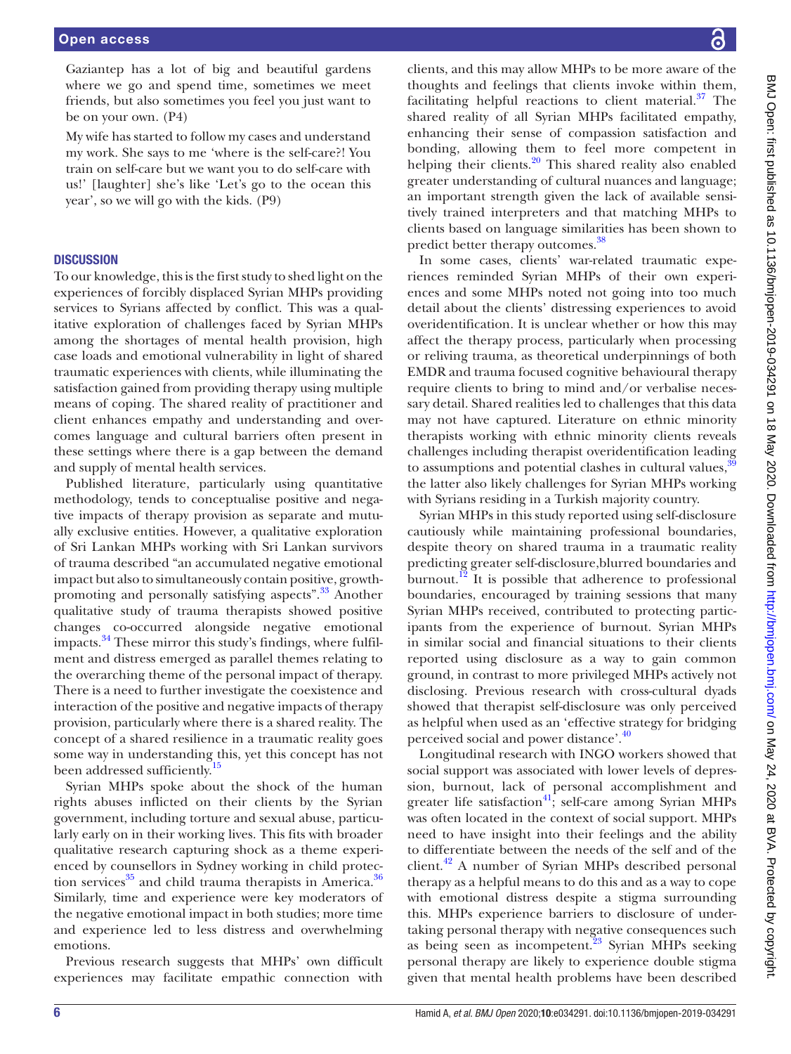Gaziantep has a lot of big and beautiful gardens where we go and spend time, sometimes we meet friends, but also sometimes you feel you just want to be on your own. (P4)

My wife has started to follow my cases and understand my work. She says to me 'where is the self-care?! You train on self-care but we want you to do self-care with us!' [laughter] she's like 'Let's go to the ocean this year', so we will go with the kids. (P9)

## DISCUSSION

To our knowledge, this is the first study to shed light on the experiences of forcibly displaced Syrian MHPs providing services to Syrians affected by conflict. This was a qualitative exploration of challenges faced by Syrian MHPs among the shortages of mental health provision, high case loads and emotional vulnerability in light of shared traumatic experiences with clients, while illuminating the satisfaction gained from providing therapy using multiple means of coping. The shared reality of practitioner and client enhances empathy and understanding and overcomes language and cultural barriers often present in these settings where there is a gap between the demand and supply of mental health services.

Published literature, particularly using quantitative methodology, tends to conceptualise positive and negative impacts of therapy provision as separate and mutually exclusive entities. However, a qualitative exploration of Sri Lankan MHPs working with Sri Lankan survivors of trauma described "an accumulated negative emotional impact but also to simultaneously contain positive, growth-promoting and personally satisfying aspects".[33] Another qualitative study of trauma therapists showed positive changes co-occurred alongside negative emotional impacts.[34] These mirror this study's findings, where fulfilment and distress emerged as parallel themes relating to the overarching theme of the personal impact of therapy. There is a need to further investigate the coexistence and interaction of the positive and negative impacts of therapy provision, particularly where there is a shared reality. The concept of a shared resilience in a traumatic reality goes some way in understanding this, yet this concept has not been addressed sufficiently.[15]

Syrian MHPs spoke about the shock of the human rights abuses inflicted on their clients by the Syrian government, including torture and sexual abuse, particularly early on in their working lives. This fits with broader qualitative research capturing shock as a theme experienced by counsellors in Sydney working in child protection services[35] and child trauma therapists in America.[36] Similarly, time and experience were key moderators of the negative emotional impact in both studies; more time and experience led to less distress and overwhelming emotions.

Previous research suggests that MHPs' own difficult experiences may facilitate empathic connection with clients, and this may allow MHPs to be more aware of the thoughts and feelings that clients invoke within them, facilitating helpful reactions to client material.[37] The shared reality of all Syrian MHPs facilitated empathy, enhancing their sense of compassion satisfaction and bonding, allowing them to feel more competent in helping their clients.[20] This shared reality also enabled greater understanding of cultural nuances and language; an important strength given the lack of available sensitively trained interpreters and that matching MHPs to clients based on language similarities has been shown to predict better therapy outcomes.[38]

In some cases, clients' war-related traumatic experiences reminded Syrian MHPs of their own experiences and some MHPs noted not going into too much detail about the clients' distressing experiences to avoid overidentification. It is unclear whether or how this may affect the therapy process, particularly when processing or reliving trauma, as theoretical underpinnings of both EMDR and trauma focused cognitive behavioural therapy require clients to bring to mind and/or verbalise necessary detail. Shared realities led to challenges that this data may not have captured. Literature on ethnic minority therapists working with ethnic minority clients reveals challenges including therapist overidentification leading to assumptions and potential clashes in cultural values,[39] the latter also likely challenges for Syrian MHPs working with Syrians residing in a Turkish majority country.

Syrian MHPs in this study reported using self-disclosure cautiously while maintaining professional boundaries, despite theory on shared trauma in a traumatic reality predicting greater self-disclosure,blurred boundaries and burnout.[12] It is possible that adherence to professional boundaries, encouraged by training sessions that many Syrian MHPs received, contributed to protecting participants from the experience of burnout. Syrian MHPs in similar social and financial situations to their clients reported using disclosure as a way to gain common ground, in contrast to more privileged MHPs actively not disclosing. Previous research with cross-cultural dyads showed that therapist self-disclosure was only perceived as helpful when used as an 'effective strategy for bridging perceived social and power distance'.[40]

Longitudinal research with INGO workers showed that social support was associated with lower levels of depression, burnout, lack of personal accomplishment and greater life satisfaction[41]; self-care among Syrian MHPs was often located in the context of social support. MHPs need to have insight into their feelings and the ability to differentiate between the needs of the self and of the client.[42] A number of Syrian MHPs described personal therapy as a helpful means to do this and as a way to cope with emotional distress despite a stigma surrounding this. MHPs experience barriers to disclosure of undertaking personal therapy with negative consequences such as being seen as incompetent.[23] Syrian MHPs seeking personal therapy are likely to experience double stigma given that mental health problems have been described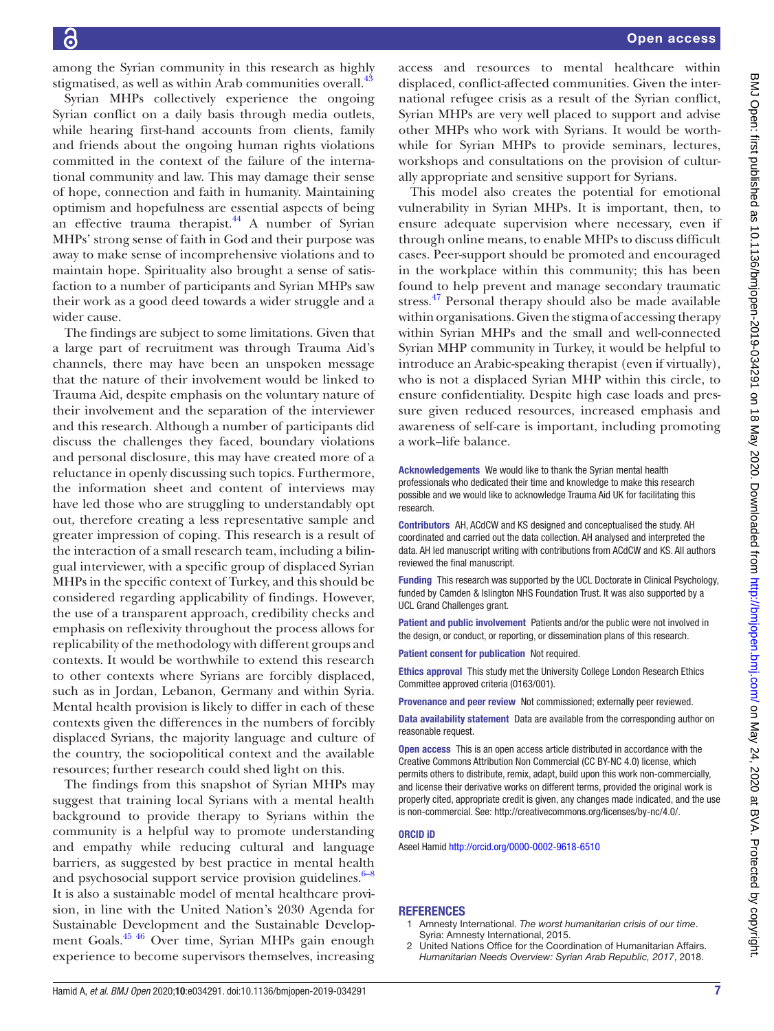among the Syrian community in this research as highly stigmatised, as well as within Arab communities overall.[43]

Syrian MHPs collectively experience the ongoing Syrian conflict on a daily basis through media outlets, while hearing first-hand accounts from clients, family and friends about the ongoing human rights violations committed in the context of the failure of the international community and law. This may damage their sense of hope, connection and faith in humanity. Maintaining optimism and hopefulness are essential aspects of being an effective trauma therapist.[44] A number of Syrian MHPs' strong sense of faith in God and their purpose was away to make sense of incomprehensive violations and to maintain hope. Spirituality also brought a sense of satisfaction to a number of participants and Syrian MHPs saw their work as a good deed towards a wider struggle and a wider cause.

The findings are subject to some limitations. Given that a large part of recruitment was through Trauma Aid's channels, there may have been an unspoken message that the nature of their involvement would be linked to Trauma Aid, despite emphasis on the voluntary nature of their involvement and the separation of the interviewer and this research. Although a number of participants did discuss the challenges they faced, boundary violations and personal disclosure, this may have created more of a reluctance in openly discussing such topics. Furthermore, the information sheet and content of interviews may have led those who are struggling to understandably opt out, therefore creating a less representative sample and greater impression of coping. This research is a result of the interaction of a small research team, including a bilingual interviewer, with a specific group of displaced Syrian MHPs in the specific context of Turkey, and this should be considered regarding applicability of findings. However, the use of a transparent approach, credibility checks and emphasis on reflexivity throughout the process allows for replicability of the methodology with different groups and contexts. It would be worthwhile to extend this research to other contexts where Syrians are forcibly displaced, such as in Jordan, Lebanon, Germany and within Syria. Mental health provision is likely to differ in each of these contexts given the differences in the numbers of forcibly displaced Syrians, the majority language and culture of the country, the sociopolitical context and the available resources; further research could shed light on this.

The findings from this snapshot of Syrian MHPs may suggest that training local Syrians with a mental health background to provide therapy to Syrians within the community is a helpful way to promote understanding and empathy while reducing cultural and language barriers, as suggested by best practice in mental health and psychosocial support service provision guidelines.[6–8] It is also a sustainable model of mental healthcare provision, in line with the United Nation's 2030 Agenda for Sustainable Development and the Sustainable Development Goals.[45 46] Over time, Syrian MHPs gain enough experience to become supervisors themselves, increasing access and resources to mental healthcare within displaced, conflict-affected communities. Given the international refugee crisis as a result of the Syrian conflict, Syrian MHPs are very well placed to support and advise other MHPs who work with Syrians. It would be worthwhile for Syrian MHPs to provide seminars, lectures, workshops and consultations on the provision of culturally appropriate and sensitive support for Syrians.

This model also creates the potential for emotional vulnerability in Syrian MHPs. It is important, then, to ensure adequate supervision where necessary, even if through online means, to enable MHPs to discuss difficult cases. Peer-support should be promoted and encouraged in the workplace within this community; this has been found to help prevent and manage secondary traumatic stress.[47] Personal therapy should also be made available within organisations. Given the stigma of accessing therapy within Syrian MHPs and the small and well-connected Syrian MHP community in Turkey, it would be helpful to introduce an Arabic-speaking therapist (even if virtually), who is not a displaced Syrian MHP within this circle, to ensure confidentiality. Despite high case loads and pressure given reduced resources, increased emphasis and awareness of self-care is important, including promoting a work–life balance.

**Acknowledgements** We would like to thank the Syrian mental health professionals who dedicated their time and knowledge to make this research possible and we would like to acknowledge Trauma Aid UK for facilitating this research.

**Contributors** AH, ACdCW and KS designed and conceptualised the study. AH coordinated and carried out the data collection. AH analysed and interpreted the data. AH led manuscript writing with contributions from ACdCW and KS. All authors reviewed the final manuscript.

**Funding** This research was supported by the UCL Doctorate in Clinical Psychology, funded by Camden & Islington NHS Foundation Trust. It was also supported by a UCL Grand Challenges grant.

**Patient and public involvement** Patients and/or the public were not involved in the design, or conduct, or reporting, or dissemination plans of this research.

**Patient consent for publication** Not required.

**Ethics approval** This study met the University College London Research Ethics Committee approved criteria (0163/001).

**Provenance and peer review** Not commissioned; externally peer reviewed.

**Data availability statement** Data are available from the corresponding author on reasonable request.

**Open access** This is an open access article distributed in accordance with the Creative Commons Attribution Non Commercial (CC BY-NC 4.0) license, which permits others to distribute, remix, adapt, build upon this work non-commercially, and license their derivative works on different terms, provided the original work is properly cited, appropriate credit is given, any changes made indicated, and the use is non-commercial. See: http://creativecommons.org/licenses/by-nc/4.0/.

**ORCID iD**

Aseel Hamid http://orcid.org/0000-0002-9618-6510

## REFERENCES

1. Amnesty International. *The worst humanitarian crisis of our time*. Syria: Amnesty International, 2015.
2. United Nations Office for the Coordination of Humanitarian Affairs. *Humanitarian Needs Overview: Syrian Arab Republic, 2017*, 2018.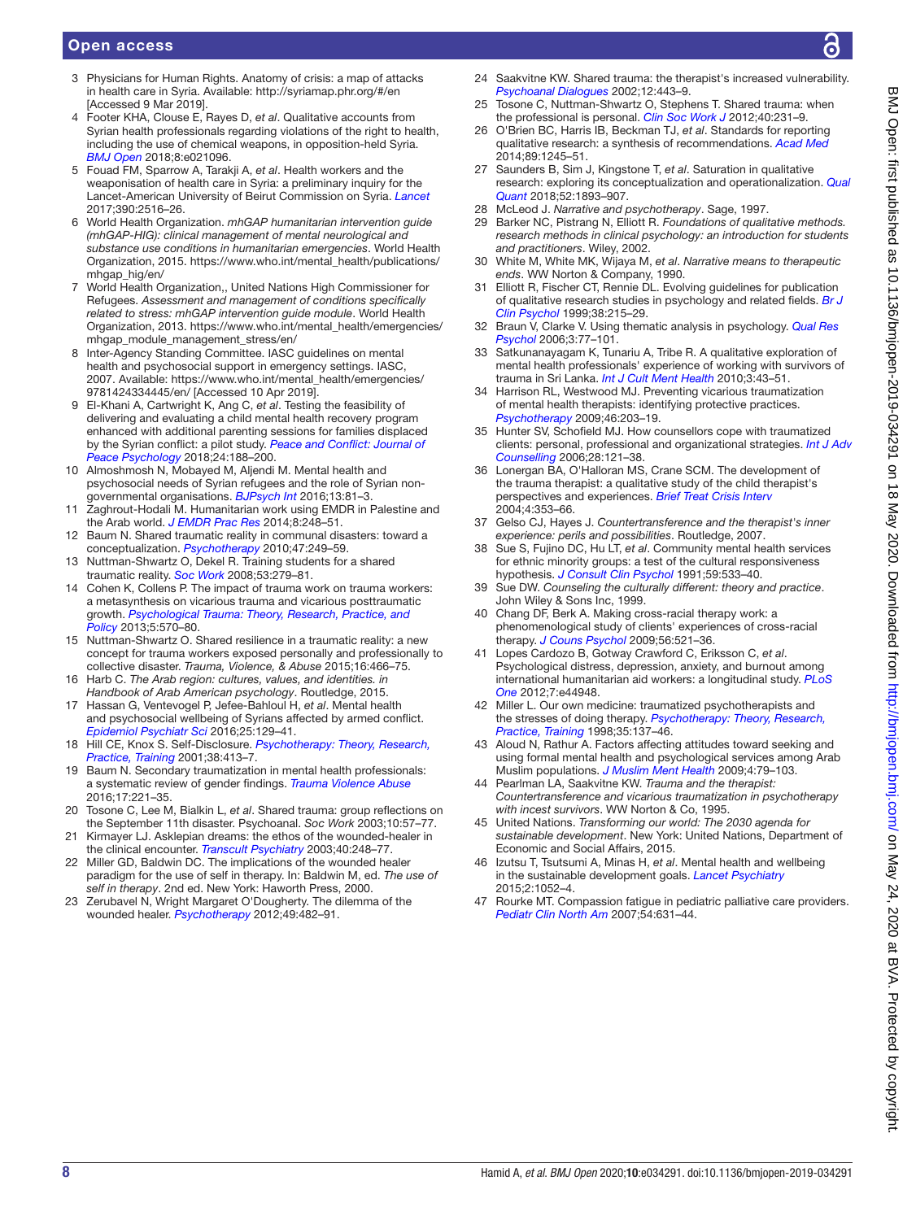3. Physicians for Human Rights. Anatomy of crisis: a map of attacks in health care in Syria. Available: http://syriamap.phr.org/#/en [Accessed 9 Mar 2019].
4. Footer KHA, Clouse E, Rayes D, *et al*. Qualitative accounts from Syrian health professionals regarding violations of the right to health, including the use of chemical weapons, in opposition-held Syria. *BMJ Open* 2018;8:e021096.
5. Fouad FM, Sparrow A, Tarakji A, *et al*. Health workers and the weaponisation of health care in Syria: a preliminary inquiry for the Lancet-American University of Beirut Commission on Syria. *Lancet* 2017;390:2516–26.
6. World Health Organization. *mhGAP humanitarian intervention guide (mhGAP-HIG): clinical management of mental neurological and substance use conditions in humanitarian emergencies*. World Health Organization, 2015. https://www.who.int/mental_health/publications/mhgap_hig/en/
7. World Health Organization,, United Nations High Commissioner for Refugees. *Assessment and management of conditions specifically related to stress: mhGAP intervention guide module*. World Health Organization, 2013. https://www.who.int/mental_health/emergencies/mhgap_module_management_stress/en/
8. Inter-Agency Standing Committee. IASC guidelines on mental health and psychosocial support in emergency settings. IASC, 2007. Available: https://www.who.int/mental_health/emergencies/9781424334445/en/ [Accessed 10 Apr 2019].
9. El-Khani A, Cartwright K, Ang C, *et al*. Testing the feasibility of delivering and evaluating a child mental health recovery program enhanced with additional parenting sessions for families displaced by the Syrian conflict: a pilot study. *Peace and Conflict: Journal of Peace Psychology* 2018;24:188–200.
10. Almoshmosh N, Mobayed M, Aljendi M. Mental health and psychosocial needs of Syrian refugees and the role of Syrian non-governmental organisations. *BJPsych Int* 2016;13:81–3.
11. Zaghrout-Hodali M. Humanitarian work using EMDR in Palestine and the Arab world. *J EMDR Prac Res* 2014;8:248–51.
12. Baum N. Shared traumatic reality in communal disasters: toward a conceptualization. *Psychotherapy* 2010;47:249–59.
13. Nuttman-Shwartz O, Dekel R. Training students for a shared traumatic reality. *Soc Work* 2008;53:279–81.
14. Cohen K, Collens P. The impact of trauma work on trauma workers: a metasynthesis on vicarious trauma and vicarious posttraumatic growth. *Psychological Trauma: Theory, Research, Practice, and Policy* 2013;5:570–80.
15. Nuttman-Shwartz O. Shared resilience in a traumatic reality: a new concept for trauma workers exposed personally and professionally to collective disaster. *Trauma, Violence, & Abuse* 2015;16:466–75.
16. Harb C. *The Arab region: cultures, values, and identities. in Handbook of Arab American psychology*. Routledge, 2015.
17. Hassan G, Ventevogel P, Jefee-Bahloul H, *et al*. Mental health and psychosocial wellbeing of Syrians affected by armed conflict. *Epidemiol Psychiatr Sci* 2016;25:129–41.
18. Hill CE, Knox S. Self-Disclosure. *Psychotherapy: Theory, Research, Practice, Training* 2001;38:413–7.
19. Baum N. Secondary traumatization in mental health professionals: a systematic review of gender findings. *Trauma Violence Abuse* 2016;17:221–35.
20. Tosone C, Lee M, Bialkin L, *et al*. Shared trauma: group reflections on the September 11th disaster. Psychoanal. *Soc Work* 2003;10:57–77.
21. Kirmayer LJ. Asklepian dreams: the ethos of the wounded-healer in the clinical encounter. *Transcult Psychiatry* 2003;40:248–77.
22. Miller GD, Baldwin DC. The implications of the wounded healer paradigm for the use of self in therapy. In: Baldwin M, ed. *The use of self in therapy*. 2nd ed. New York: Haworth Press, 2000.
23. Zerubavel N, Wright Margaret O'Dougherty. The dilemma of the wounded healer. *Psychotherapy* 2012;49:482–91.
24. Saakvitne KW. Shared trauma: the therapist's increased vulnerability. *Psychoanal Dialogues* 2002;12:443–9.
25. Tosone C, Nuttman-Shwartz O, Stephens T. Shared trauma: when the professional is personal. *Clin Soc Work J* 2012;40:231–9.
26. O'Brien BC, Harris IB, Beckman TJ, *et al*. Standards for reporting qualitative research: a synthesis of recommendations. *Acad Med* 2014;89:1245–51.
27. Saunders B, Sim J, Kingstone T, *et al*. Saturation in qualitative research: exploring its conceptualization and operationalization. *Qual Quant* 2018;52:1893–907.
28. McLeod J. *Narrative and psychotherapy*. Sage, 1997.
29. Barker NC, Pistrang N, Elliott R. *Foundations of qualitative methods. research methods in clinical psychology: an introduction for students and practitioners*. Wiley, 2002.
30. White M, White MK, Wijaya M, *et al*. *Narrative means to therapeutic ends*. WW Norton & Company, 1990.
31. Elliott R, Fischer CT, Rennie DL. Evolving guidelines for publication of qualitative research studies in psychology and related fields. *Br J Clin Psychol* 1999;38:215–29.
32. Braun V, Clarke V. Using thematic analysis in psychology. *Qual Res Psychol* 2006;3:77–101.
33. Satkunanayagam K, Tunariu A, Tribe R. A qualitative exploration of mental health professionals' experience of working with survivors of trauma in Sri Lanka. *Int J Cult Ment Health* 2010;3:43–51.
34. Harrison RL, Westwood MJ. Preventing vicarious traumatization of mental health therapists: identifying protective practices. *Psychotherapy* 2009;46:203–19.
35. Hunter SV, Schofield MJ. How counsellors cope with traumatized clients: personal, professional and organizational strategies. *Int J Adv Counselling* 2006;28:121–38.
36. Lonergan BA, O'Halloran MS, Crane SCM. The development of the trauma therapist: a qualitative study of the child therapist's perspectives and experiences. *Brief Treat Crisis Interv* 2004;4:353–66.
37. Gelso CJ, Hayes J. *Countertransference and the therapist's inner experience: perils and possibilities*. Routledge, 2007.
38. Sue S, Fujino DC, Hu LT, *et al*. Community mental health services for ethnic minority groups: a test of the cultural responsiveness hypothesis. *J Consult Clin Psychol* 1991;59:533–40.
39. Sue DW. *Counseling the culturally different: theory and practice*. John Wiley & Sons Inc, 1999.
40. Chang DF, Berk A. Making cross-racial therapy work: a phenomenological study of clients' experiences of cross-racial therapy. *J Couns Psychol* 2009;56:521–36.
41. Lopes Cardozo B, Gotway Crawford C, Eriksson C, *et al*. Psychological distress, depression, anxiety, and burnout among international humanitarian aid workers: a longitudinal study. *PLoS One* 2012;7:e44948.
42. Miller L. Our own medicine: traumatized psychotherapists and the stresses of doing therapy. *Psychotherapy: Theory, Research, Practice, Training* 1998;35:137–46.
43. Aloud N, Rathur A. Factors affecting attitudes toward seeking and using formal mental health and psychological services among Arab Muslim populations. *J Muslim Ment Health* 2009;4:79–103.
44. Pearlman LA, Saakvitne KW. *Trauma and the therapist: Countertransference and vicarious traumatization in psychotherapy with incest survivors*. WW Norton & Co, 1995.
45. United Nations. *Transforming our world: The 2030 agenda for sustainable development*. New York: United Nations, Department of Economic and Social Affairs, 2015.
46. Izutsu T, Tsutsumi A, Minas H, *et al*. Mental health and wellbeing in the sustainable development goals. *Lancet Psychiatry* 2015;2:1052–4.
47. Rourke MT. Compassion fatigue in pediatric palliative care providers. *Pediatr Clin North Am* 2007;54:631–44.